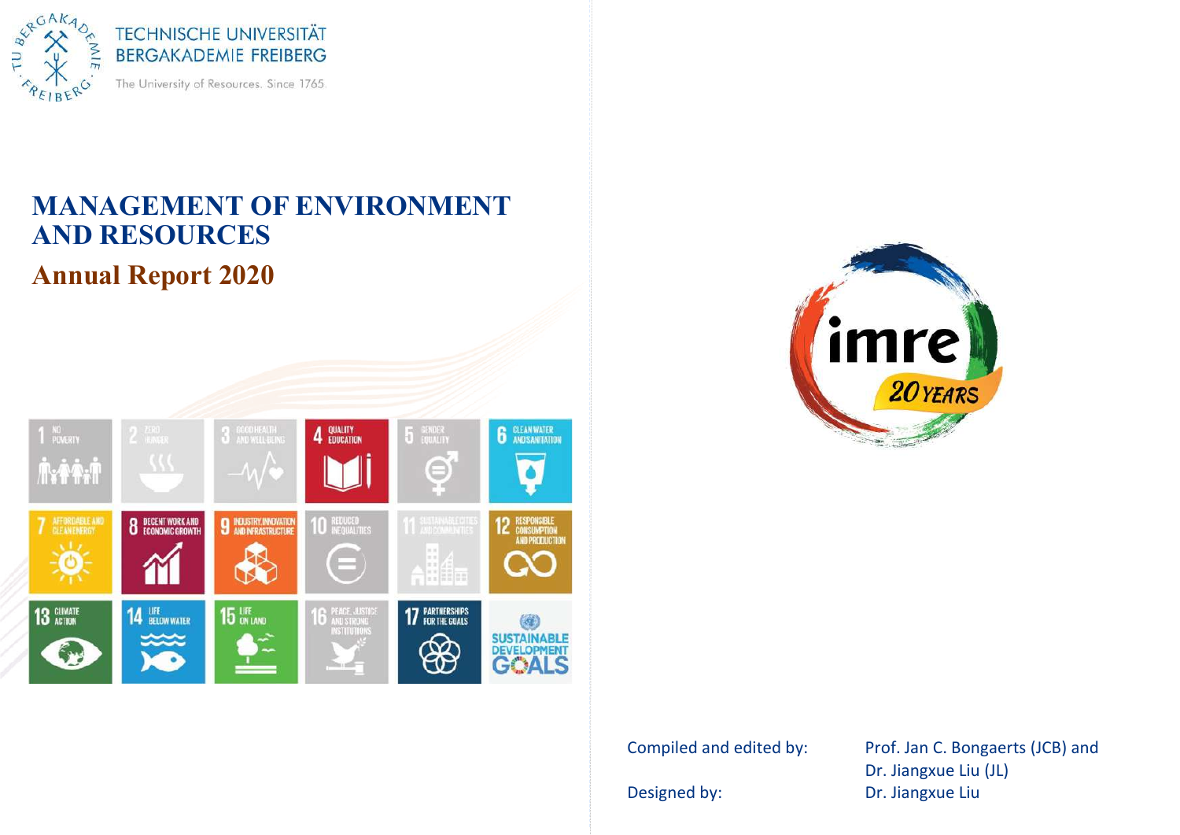TECHNISCHE UNIVERSITÄT BERGAKADEMIE FREIBERG

The University of Resources. Since 1765.

# MANAGEMENT OF ENVIRONMENT AND RESOURCES

## Annual Report 2020

Compiled and edited by: Prof. Jan C. Bongaerts (JCB) and Dr. Jiangxue Liu (JL)

Designed by: Dr. Jiangxue Liu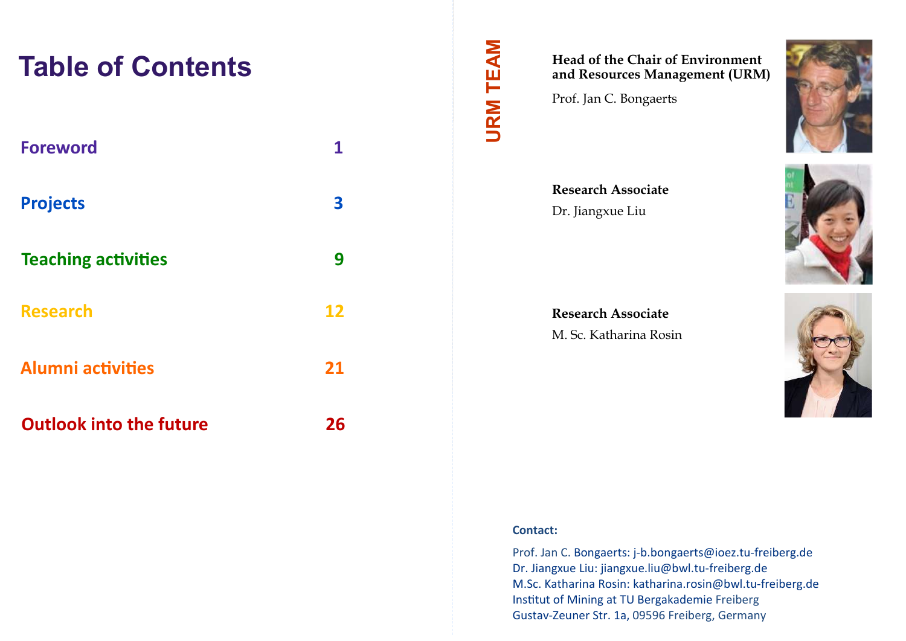# Table of Contents

| | |
|---|---|
| **Foreword** | **1** |
| **Projects** | **3** |
| **Teaching activities** | **9** |
| **Research** | **12** |
| **Alumni activities** | **21** |
| **Outlook into the future** | **26** |

## URM TEAM

**Head of the Chair of Environment and Resources Management (URM)**

Prof. Jan C. Bongaerts

**Research Associate**

Dr. Jiangxue Liu

**Research Associate**

M. Sc. Katharina Rosin

**Contact:**

Prof. Jan C. Bongaerts: j-b.bongaerts@ioez.tu-freiberg.de
Dr. Jiangxue Liu: jiangxue.liu@bwl.tu-freiberg.de
M.Sc. Katharina Rosin: katharina.rosin@bwl.tu-freiberg.de
Institut of Mining at TU Bergakademie Freiberg
Gustav-Zeuner Str. 1a, 09596 Freiberg, Germany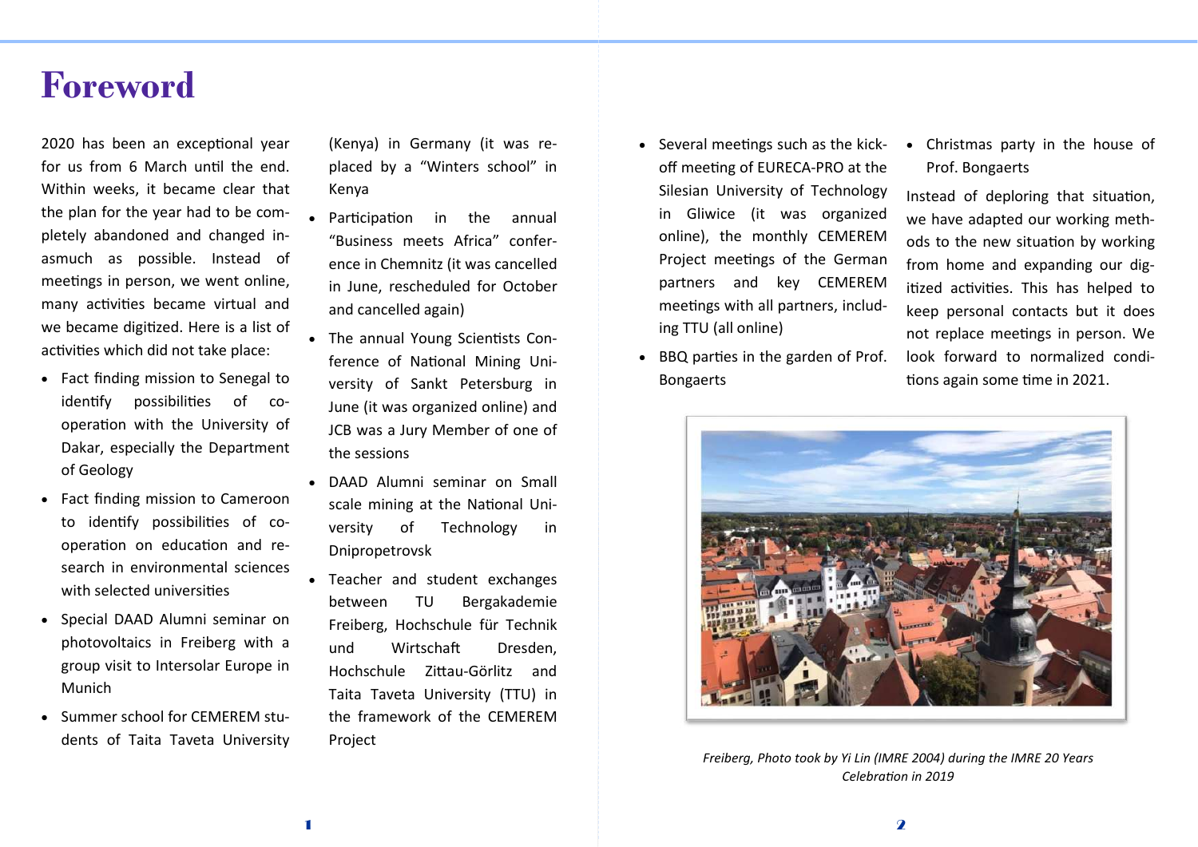# Foreword

2020 has been an exceptional year for us from 6 March until the end. Within weeks, it became clear that the plan for the year had to be completely abandoned and changed insmuch as possible. Instead of meetings in person, we went online, many activities became virtual and we became digitized. Here is a list of activities which did not take place:

- Fact finding mission to Senegal to identify possibilities of co-operation with the University of Dakar, especially the Department of Geology
- Fact finding mission to Cameroon to identify possibilities of co-operation on education and research in environmental sciences with selected universities
- Special DAAD Alumni seminar on photovoltaics in Freiberg with a group visit to Intersolar Europe in Munich
- Summer school for CEMEREM students of Taita Taveta University (Kenya) in Germany (it was replaced by a "Winters school" in Kenya
- Participation in the annual "Business meets Africa" conference in Chemnitz (it was cancelled in June, rescheduled for October and cancelled again)
- The annual Young Scientists Conference of National Mining University of Sankt Petersburg in June (it was organized online) and JCB was a Jury Member of one of the sessions
- DAAD Alumni seminar on Small scale mining at the National University of Technology in Dnipropetrovsk
- Teacher and student exchanges between TU Bergakademie Freiberg, Hochschule für Technik und Wirtschaft Dresden, Hochschule Zittau-Görlitz and Taita Taveta University (TTU) in the framework of the CEMEREM Project
- Several meetings such as the kick-off meeting of EURECA-PRO at the Silesian University of Technology in Gliwice (it was organized online), the monthly CEMEREM Project meetings of the German partners and key CEMEREM meetings with all partners, including TTU (all online)
- BBQ parties in the garden of Prof. Bongaerts
- Christmas party in the house of Prof. Bongaerts

Instead of deploring that situation, we have adapted our working methods to the new situation by working from home and expanding our digitized activities. This has helped to keep personal contacts but it does not replace meetings in person. We look forward to normalized conditions again some time in 2021.

*Freiberg, Photo took by Yi Lin (IMRE 2004) during the IMRE 20 Years Celebration in 2019*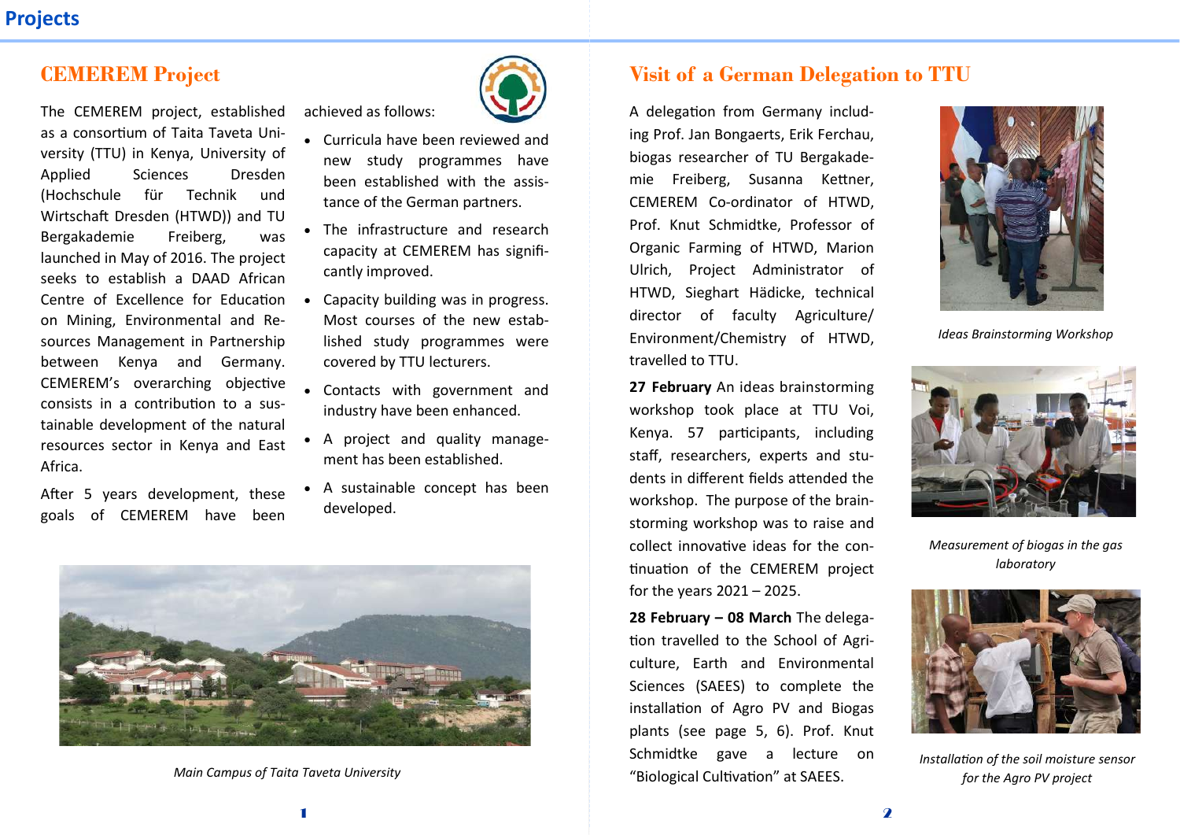# CEMEREM Project

The CEMEREM project, established as a consortium of Taita Taveta University (TTU) in Kenya, University of Applied Sciences Dresden (Hochschule für Technik und Wirtschaft Dresden (HTWD)) and TU Bergakademie Freiberg, was launched in May of 2016. The project seeks to establish a DAAD African Centre of Excellence for Education on Mining, Environmental and Resources Management in Partnership between Kenya and Germany. CEMEREM's overarching objective consists in a contribution to a sustainable development of the natural resources sector in Kenya and East Africa.

After 5 years development, these goals of CEMEREM have been achieved as follows:

- Curricula have been reviewed and new study programmes have been established with the assistance of the German partners.
- The infrastructure and research capacity at CEMEREM has significantly improved.
- Capacity building was in progress. Most courses of the new established study programmes were covered by TTU lecturers.
- Contacts with government and industry have been enhanced.
- A project and quality management has been established.
- A sustainable concept has been developed.

Main Campus of Taita Taveta University

# Visit of a German Delegation to TTU

A delegation from Germany including Prof. Jan Bongaerts, Erik Ferchau, biogas researcher of TU Bergakademie Freiberg, Susanna Kettner, CEMEREM Co-ordinator of HTWD, Prof. Knut Schmidtke, Professor of Organic Farming of HTWD, Marion Ulrich, Project Administrator of HTWD, Sieghart Hädicke, technical director of faculty Agriculture/Environment/Chemistry of HTWD, travelled to TTU.

**27 February** An ideas brainstorming workshop took place at TTU Voi, Kenya. 57 participants, including staff, researchers, experts and students in different fields attended the workshop. The purpose of the brainstorming workshop was to raise and collect innovative ideas for the continuation of the CEMEREM project for the years 2021 – 2025.

**28 February – 08 March** The delegation travelled to the School of Agriculture, Earth and Environmental Sciences (SAEES) to complete the installation of Agro PV and Biogas plants (see page 5, 6). Prof. Knut Schmidtke gave a lecture on "Biological Cultivation" at SAEES.

*Ideas Brainstorming Workshop*

*Measurement of biogas in the gas laboratory*

*Installation of the soil moisture sensor for the Agro PV project*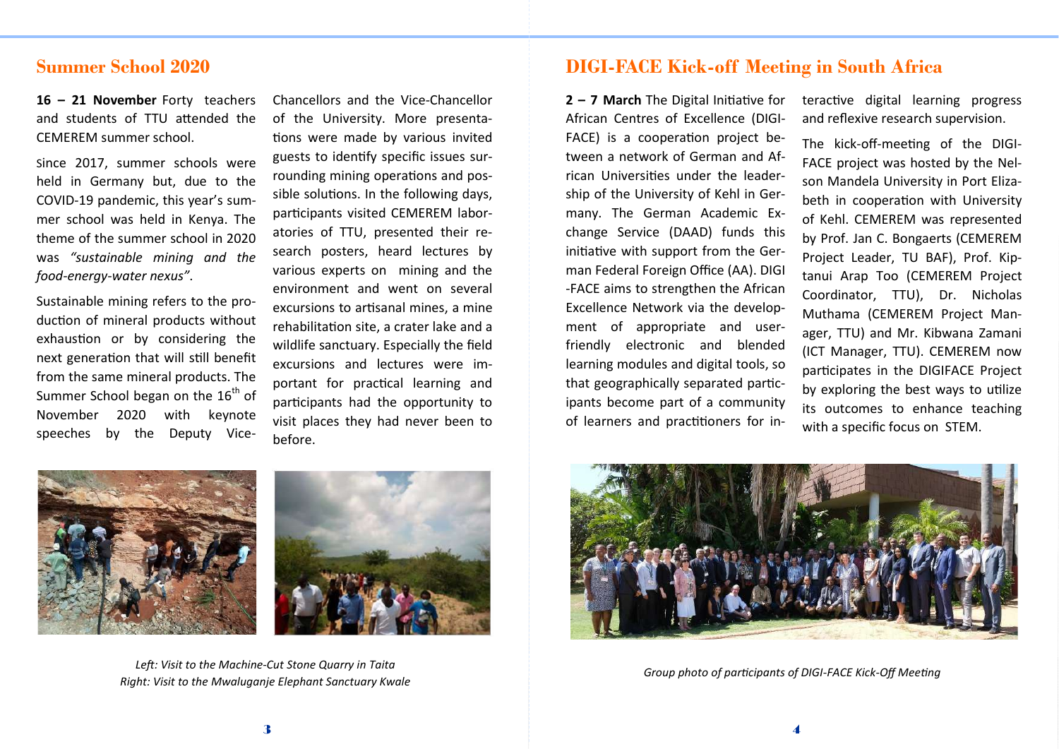## Summer School 2020

**16 – 21 November** Forty teachers and students of TTU attended the CEMEREM summer school.

Since 2017, summer schools were held in Germany but, due to the COVID-19 pandemic, this year's summer school was held in Kenya. The theme of the summer school in 2020 was *"sustainable mining and the food-energy-water nexus"*.

Sustainable mining refers to the production of mineral products without exhaustion or by considering the next generation that will still benefit from the same mineral products. The Summer School began on the 16th of November 2020 with keynote speeches by the Deputy Vice-Chancellors and the Vice-Chancellor of the University. More presentations were made by various invited guests to identify specific issues surrounding mining operations and possible solutions. In the following days, participants visited CEMEREM laboratories of TTU, presented their research posters, heard lectures by various experts on mining and the environment and went on several excursions to artisanal mines, a mine rehabilitation site, a crater lake and a wildlife sanctuary. Especially the field excursions and lectures were important for practical learning and participants had the opportunity to visit places they had never been to before.

*Left: Visit to the Machine-Cut Stone Quarry in Taita*
*Right: Visit to the Mwaluganje Elephant Sanctuary Kwale*

## DIGI-FACE Kick-off Meeting in South Africa

**2 – 7 March** The Digital Initiative for African Centres of Excellence (DIGI-FACE) is a cooperation project between a network of German and African Universities under the leadership of the University of Kehl in Germany. The German Academic Exchange Service (DAAD) funds this initiative with support from the German Federal Foreign Office (AA). DIGI-FACE aims to strengthen the African Excellence Network via the development of appropriate and user-friendly electronic and blended learning modules and digital tools, so that geographically separated participants become part of a community of learners and practitioners for interactive digital learning progress and reflexive research supervision.

The kick-off-meeting of the DIGI-FACE project was hosted by the Nelson Mandela University in Port Elizabeth in cooperation with University of Kehl. CEMEREM was represented by Prof. Jan C. Bongaerts (CEMEREM Project Leader, TU BAF), Prof. Kiptanui Arap Too (CEMEREM Project Coordinator, TTU), Dr. Nicholas Muthama (CEMEREM Project Manager, TTU) and Mr. Kibwana Zamani (ICT Manager, TTU). CEMEREM now participates in the DIGIFACE Project by exploring the best ways to utilize its outcomes to enhance teaching with a specific focus on STEM.

*Group photo of participants of DIGI-FACE Kick-Off Meeting*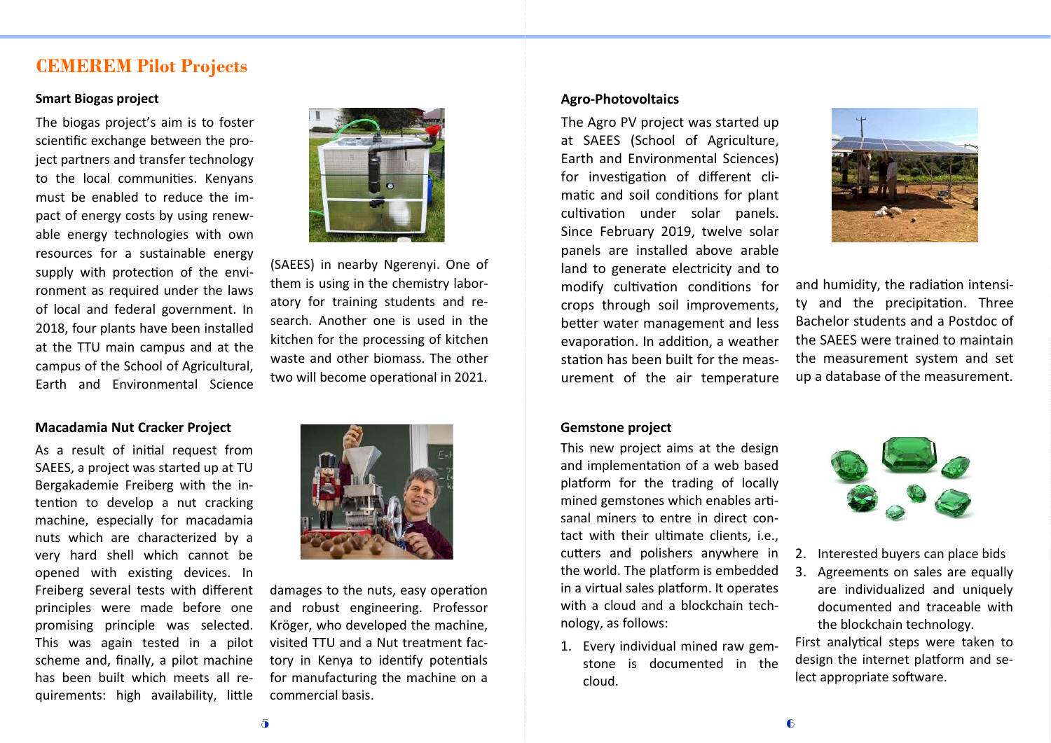## CEMEREM Pilot Projects

### Smart Biogas project

The biogas project's aim is to foster scientific exchange between the project partners and transfer technology to the local communities. Kenyans must be enabled to reduce the impact of energy costs by using renewable energy technologies with own resources for a sustainable energy supply with protection of the environment as required under the laws of local and federal government. In 2018, four plants have been installed at the TTU main campus and at the campus of the School of Agricultural, Earth and Environmental Science (SAEES) in nearby Ngerenyi. One of them is using in the chemistry laboratory for training students and research. Another one is used in the kitchen for the processing of kitchen waste and other biomass. The other two will become operational in 2021.

### Macadamia Nut Cracker Project

As a result of initial request from SAEES, a project was started up at TU Bergakademie Freiberg with the intention to develop a nut cracking machine, especially for macadamia nuts which are characterized by a very hard shell which cannot be opened with existing devices. In Freiberg several tests with different principles were made before one promising principle was selected. This was again tested in a pilot scheme and, finally, a pilot machine has been built which meets all requirements: high availability, little damages to the nuts, easy operation and robust engineering. Professor Kröger, who developed the machine, visited TTU and a Nut treatment factory in Kenya to identify potentials for manufacturing the machine on a commercial basis.

### Agro-Photovoltaics

The Agro PV project was started up at SAEES (School of Agriculture, Earth and Environmental Sciences) for investigation of different climatic and soil conditions for plant cultivation under solar panels. Since February 2019, twelve solar panels are installed above arable land to generate electricity and to modify cultivation conditions for crops through soil improvements, better water management and less evaporation. In addition, a weather station has been built for the measurement of the air temperature and humidity, the radiation intensity and the precipitation. Three Bachelor students and a Postdoc of the SAEES were trained to maintain the measurement system and set up a database of the measurement.

### Gemstone project

This new project aims at the design and implementation of a web based platform for the trading of locally mined gemstones which enables artisanal miners to entre in direct contact with their ultimate clients, i.e., cutters and polishers anywhere in the world. The platform is embedded in a virtual sales platform. It operates with a cloud and a blockchain technology, as follows:

1. Every individual mined raw gemstone is documented in the cloud.
2. Interested buyers can place bids
3. Agreements on sales are equally are individualized and uniquely documented and traceable with the blockchain technology.

First analytical steps were taken to design the internet platform and select appropriate software.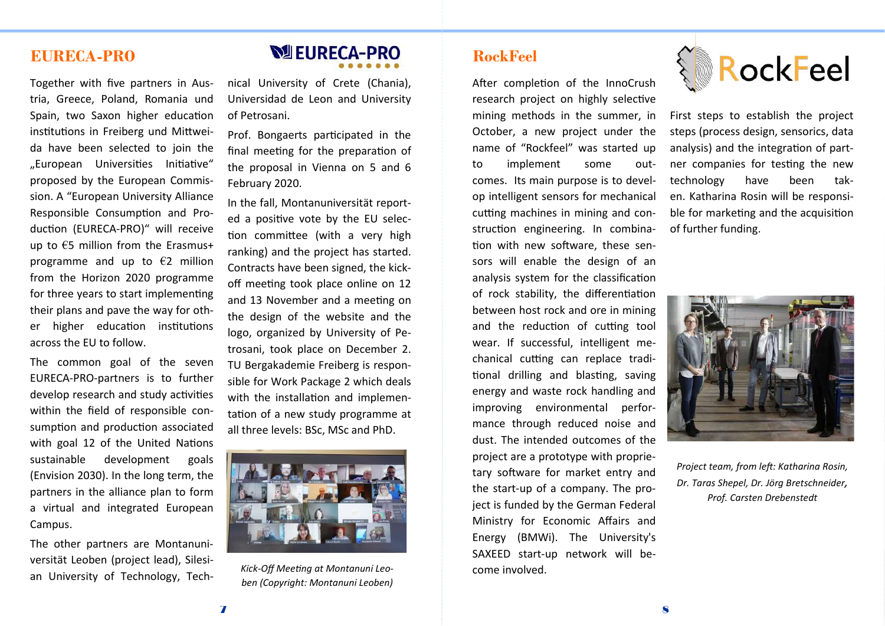## EUREKA-PRO

Together with five partners in Austria, Greece, Poland, Romania und Spain, two Saxon higher education institutions in Freiberg und Mittweida have been selected to join the „European Universities Initiative" proposed by the European Commission. A "European University Alliance Responsible Consumption and Production (EURECA-PRO)" will receive up to €5 million from the Erasmus+ programme and up to €2 million from the Horizon 2020 programme for three years to start implementing their plans and pave the way for other higher education institutions across the EU to follow.

The common goal of the seven EURECA-PRO-partners is to further develop research and study activities within the field of responsible consumption and production associated with goal 12 of the United Nations sustainable development goals (Envision 2030). In the long term, the partners in the alliance plan to form a virtual and integrated European Campus.

The other partners are Montanuniversität Leoben (project lead), Silesian University of Technology, Technical University of Crete (Chania), Universidad de Leon and University of Petrosani.

Prof. Bongaerts participated in the final meeting for the preparation of the proposal in Vienna on 5 and 6 February 2020.

In the fall, Montanuniversität reported a positive vote by the EU selection committee (with a very high ranking) and the project has started. Contracts have been signed, the kick-off meeting took place online on 12 and 13 November and a meeting on the design of the website and the logo, organized by University of Petrosani, took place on December 2. TU Bergakademie Freiberg is responsible for Work Package 2 which deals with the installation and implementation of a new study programme at all three levels: BSc, MSc and PhD.

*Kick-Off Meeting at Montanuni Leoben (Copyright: Montanuni Leoben)*

## RockFeel

After completion of the InnoCrush research project on highly selective mining methods in the summer, in October, a new project under the name of "Rockfeel" was started up to implement some outcomes. Its main purpose is to develop intelligent sensors for mechanical cutting machines in mining and construction engineering. In combination with new software, these sensors will enable the design of an analysis system for the classification of rock stability, the differentiation between host rock and ore in mining and the reduction of cutting tool wear. If successful, intelligent mechanical cutting can replace traditional drilling and blasting, saving energy and waste rock handling and improving environmental performance through reduced noise and dust. The intended outcomes of the project are a prototype with proprietary software for market entry and the start-up of a company. The project is funded by the German Federal Ministry for Economic Affairs and Energy (BMWi). The University's SAXEED start-up network will become involved.

First steps to establish the project steps (process design, sensorics, data analysis) and the integration of partner companies for testing the new technology have been taken. Katharina Rosin will be responsible for marketing and the acquisition of further funding.

*Project team, from left: Katharina Rosin, Dr. Taras Shepel, Dr. Jörg Bretschneider, Prof. Carsten Drebenstedt*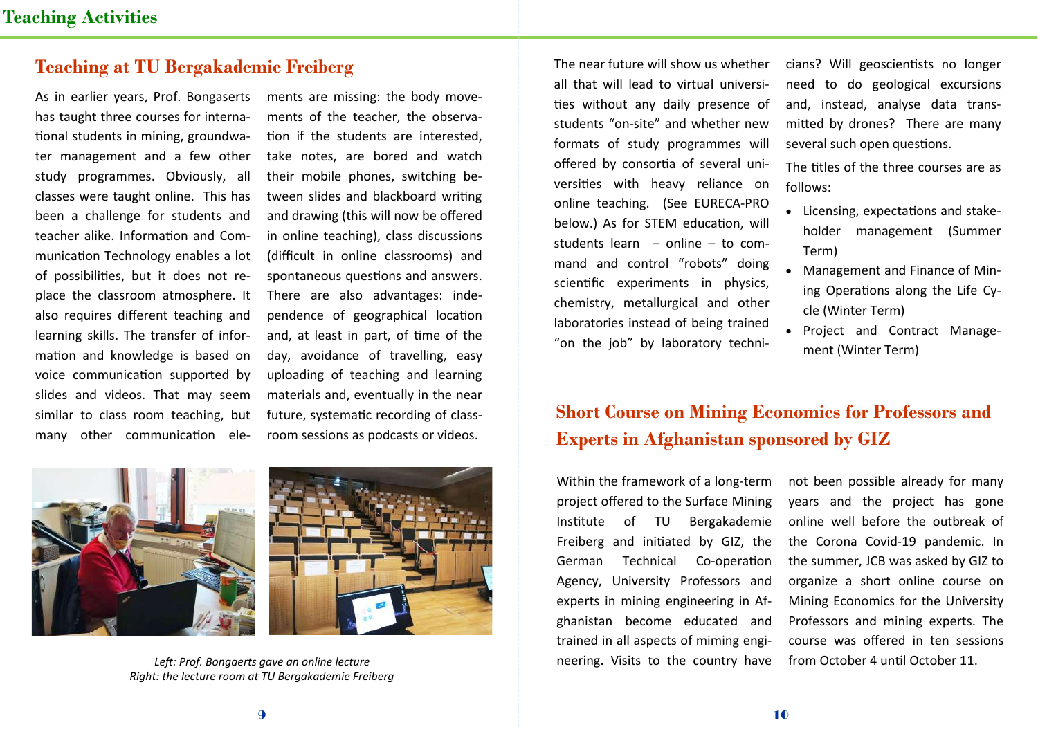## Teaching at TU Bergakademie Freiberg

As in earlier years, Prof. Bongaserts has taught three courses for international students in mining, groundwater management and a few other study programmes. Obviously, all classes were taught online. This has been a challenge for students and teacher alike. Information and Communication Technology enables a lot of possibilities, but it does not replace the classroom atmosphere. It also requires different teaching and learning skills. The transfer of information and knowledge is based on voice communication supported by slides and videos. That may seem similar to class room teaching, but many other communication elements are missing: the body movements of the teacher, the observation if the students are interested, take notes, are bored and watch their mobile phones, switching between slides and blackboard writing and drawing (this will now be offered in online teaching), class discussions (difficult in online classrooms) and spontaneous questions and answers. There are also advantages: independence of geographical location and, at least in part, of time of the day, avoidance of travelling, easy uploading of teaching and learning materials and, eventually in the near future, systematic recording of classroom sessions as podcasts or videos.

*Left: Prof. Bongaerts gave an online lecture*
*Right: the lecture room at TU Bergakademie Freiberg*

The near future will show us whether all that will lead to virtual universities without any daily presence of students "on-site" and whether new formats of study programmes will offered by consortia of several universities with heavy reliance on online teaching. (See EURECA-PRO below.) As for STEM education, will students learn – online – to command and control "robots" doing scientific experiments in physics, chemistry, metallurgical and other laboratories instead of being trained "on the job" by laboratory technicians? Will geoscientists no longer need to do geological excursions and, instead, analyse data transmitted by drones? There are many several such open questions.

The titles of the three courses are as follows:

- Licensing, expectations and stakeholder management (Summer Term)
- Management and Finance of Mining Operations along the Life Cycle (Winter Term)
- Project and Contract Management (Winter Term)

## Short Course on Mining Economics for Professors and Experts in Afghanistan sponsored by GIZ

Within the framework of a long-term project offered to the Surface Mining Institute of TU Bergakademie Freiberg and initiated by GIZ, the German Technical Co-operation Agency, University Professors and experts in mining engineering in Afghanistan become educated and trained in all aspects of miming engineering. Visits to the country have not been possible already for many years and the project has gone online well before the outbreak of the Corona Covid-19 pandemic. In the summer, JCB was asked by GIZ to organize a short online course on Mining Economics for the University Professors and mining experts. The course was offered in ten sessions from October 4 until October 11.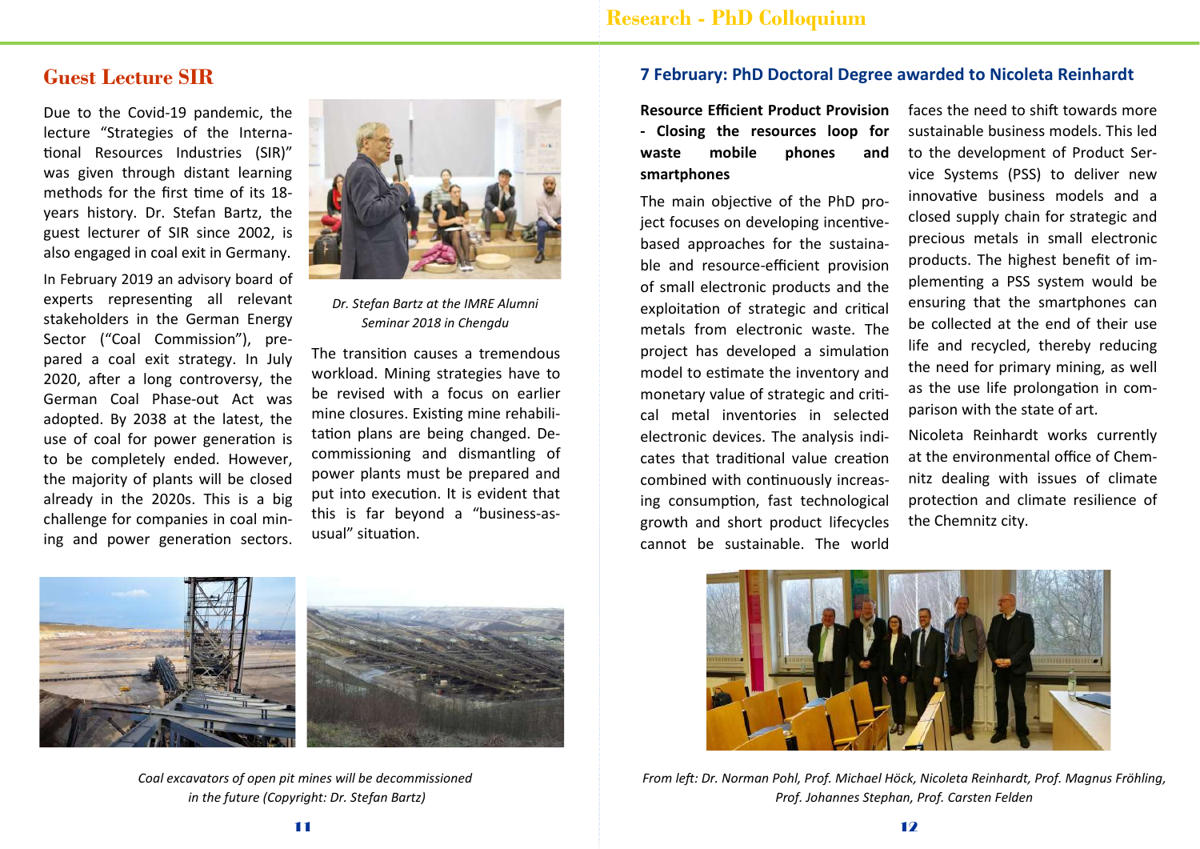## Guest Lecture SIR

Due to the Covid-19 pandemic, the lecture "Strategies of the International Resources Industries (SIR)" was given through distant learning methods for the first time of its 18-years history. Dr. Stefan Bartz, the guest lecturer of SIR since 2002, is also engaged in coal exit in Germany.

In February 2019 an advisory board of experts representing all relevant stakeholders in the German Energy Sector ("Coal Commission"), prepared a coal exit strategy. In July 2020, after a long controversy, the German Coal Phase-out Act was adopted. By 2038 at the latest, the use of coal for power generation is to be completely ended. However, the majority of plants will be closed already in the 2020s. This is a big challenge for companies in coal mining and power generation sectors.

*Dr. Stefan Bartz at the IMRE Alumni Seminar 2018 in Chengdu*

The transition causes a tremendous workload. Mining strategies have to be revised with a focus on earlier mine closures. Existing mine rehabilitation plans are being changed. Decommissioning and dismantling of power plants must be prepared and put into execution. It is evident that this is far beyond a "business-as-usual" situation.

*Coal excavators of open pit mines will be decommissioned in the future (Copyright: Dr. Stefan Bartz)*

## 7 February: PhD Doctoral Degree awarded to Nicoleta Reinhardt

**Resource Efficient Product Provision - Closing the resources loop for waste mobile phones and smartphones**

The main objective of the PhD project focuses on developing incentive-based approaches for the sustainable and resource-efficient provision of small electronic products and the exploitation of strategic and critical metals from electronic waste. The project has developed a simulation model to estimate the inventory and monetary value of strategic and critical metal inventories in selected electronic devices. The analysis indicates that traditional value creation combined with continuously increasing consumption, fast technological growth and short product lifecycles cannot be sustainable. The world faces the need to shift towards more sustainable business models. This led to the development of Product Service Systems (PSS) to deliver new innovative business models and a closed supply chain for strategic and precious metals in small electronic products. The highest benefit of implementing a PSS system would be ensuring that the smartphones can be collected at the end of their use life and recycled, thereby reducing the need for primary mining, as well as the use life prolongation in comparison with the state of art.

Nicoleta Reinhardt works currently at the environmental office of Chemnitz dealing with issues of climate protection and climate resilience of the Chemnitz city.

*From left: Dr. Norman Pohl, Prof. Michael Höck, Nicoleta Reinhardt, Prof. Magnus Fröhling, Prof. Johannes Stephan, Prof. Carsten Felden*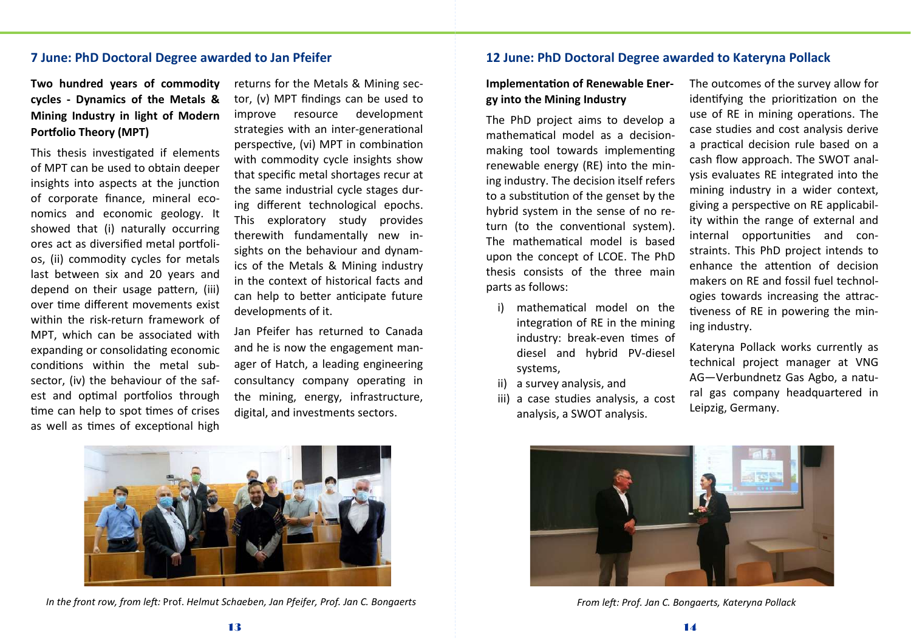## 7 June: PhD Doctoral Degree awarded to Jan Pfeifer

**Two hundred years of commodity cycles - Dynamics of the Metals & Mining Industry in light of Modern Portfolio Theory (MPT)**

This thesis investigated if elements of MPT can be used to obtain deeper insights into aspects at the junction of corporate finance, mineral economics and economic geology. It showed that (i) naturally occurring ores act as diversified metal portfolios, (ii) commodity cycles for metals last between six and 20 years and depend on their usage pattern, (iii) over time different movements exist within the risk-return framework of MPT, which can be associated with expanding or consolidating economic conditions within the metal subsector, (iv) the behaviour of the safest and optimal portfolios through time can help to spot times of crises as well as times of exceptional high returns for the Metals & Mining sector, (v) MPT findings can be used to improve resource development strategies with an inter-generational perspective, (vi) MPT in combination with commodity cycle insights show that specific metal shortages recur at the same industrial cycle stages during different technological epochs. This exploratory study provides therewith fundamentally new insights on the behaviour and dynamics of the Metals & Mining industry in the context of historical facts and can help to better anticipate future developments of it.

Jan Pfeifer has returned to Canada and he is now the engagement manager of Hatch, a leading engineering consultancy company operating in the mining, energy, infrastructure, digital, and investments sectors.

*In the front row, from left:* Prof. *Helmut Schaeben, Jan Pfeifer, Prof. Jan C. Bongaerts*

## 12 June: PhD Doctoral Degree awarded to Kateryna Pollack

**Implementation of Renewable Energy into the Mining Industry**

The PhD project aims to develop a mathematical model as a decision-making tool towards implementing renewable energy (RE) into the mining industry. The decision itself refers to a substitution of the genset by the hybrid system in the sense of no return (to the conventional system). The mathematical model is based upon the concept of LCOE. The PhD thesis consists of the three main parts as follows:

i) mathematical model on the integration of RE in the mining industry: break-even times of diesel and hybrid PV-diesel systems,
ii) a survey analysis, and
iii) a case studies analysis, a cost analysis, a SWOT analysis.

The outcomes of the survey allow for identifying the prioritization on the use of RE in mining operations. The case studies and cost analysis derive a practical decision rule based on a cash flow approach. The SWOT analysis evaluates RE integrated into the mining industry in a wider context, giving a perspective on RE applicability within the range of external and internal opportunities and constraints. This PhD project intends to enhance the attention of decision makers on RE and fossil fuel technologies towards increasing the attractiveness of RE in powering the mining industry.

Kateryna Pollack works currently as technical project manager at VNG AG—Verbundnetz Gas Agbo, a natural gas company headquartered in Leipzig, Germany.

*From left: Prof. Jan C. Bongaerts, Kateryna Pollack*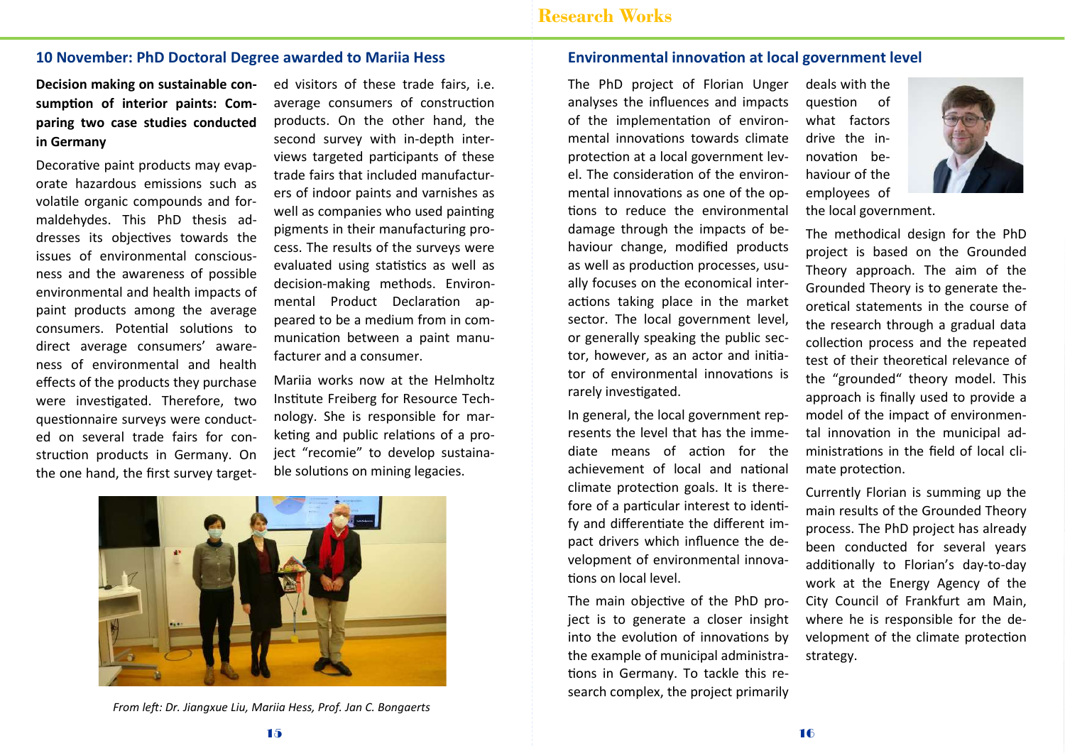## 10 November: PhD Doctoral Degree awarded to Mariia Hess

**Decision making on sustainable consumption of interior paints: Comparing two case studies conducted in Germany**

Decorative paint products may evaporate hazardous emissions such as volatile organic compounds and formaldehydes. This PhD thesis addresses its objectives towards the issues of environmental consciousness and the awareness of possible environmental and health impacts of paint products among the average consumers. Potential solutions to direct average consumers' awareness of environmental and health effects of the products they purchase were investigated. Therefore, two questionnaire surveys were conducted on several trade fairs for construction products in Germany. On the one hand, the first survey targeted visitors of these trade fairs, i.e. average consumers of construction products. On the other hand, the second survey with in-depth interviews targeted participants of these trade fairs that included manufacturers of indoor paints and varnishes as well as companies who used painting pigments in their manufacturing process. The results of the surveys were evaluated using statistics as well as decision-making methods. Environmental Product Declaration appeared to be a medium from in communication between a paint manufacturer and a consumer.

Mariia works now at the Helmholtz Institute Freiberg for Resource Technology. She is responsible for marketing and public relations of a project "recomie" to develop sustainable solutions on mining legacies.

*From left: Dr. Jiangxue Liu, Mariia Hess, Prof. Jan C. Bongaerts*

## Environmental innovation at local government level

The PhD project of Florian Unger analyses the influences and impacts of the implementation of environmental innovations towards climate protection at a local government level. The consideration of the environmental innovations as one of the options to reduce the environmental damage through the impacts of behaviour change, modified products as well as production processes, usually focuses on the economical interactions taking place in the market sector. The local government level, or generally speaking the public sector, however, as an actor and initiator of environmental innovations is rarely investigated.

In general, the local government represents the level that has the immediate means of action for the achievement of local and national climate protection goals. It is therefore of a particular interest to identify and differentiate the different impact drivers which influence the development of environmental innovations on local level.

The main objective of the PhD project is to generate a closer insight into the evolution of innovations by the example of municipal administrations in Germany. To tackle this research complex, the project primarily deals with the question of what factors drive the innovation behaviour of the employees of the local government.

The methodical design for the PhD project is based on the Grounded Theory approach. The aim of the Grounded Theory is to generate theoretical statements in the course of the research through a gradual data collection process and the repeated test of their theoretical relevance of the "grounded" theory model. This approach is finally used to provide a model of the impact of environmental innovation in the municipal administrations in the field of local climate protection.

Currently Florian is summing up the main results of the Grounded Theory process. The PhD project has already been conducted for several years additionally to Florian's day-to-day work at the Energy Agency of the City Council of Frankfurt am Main, where he is responsible for the development of the climate protection strategy.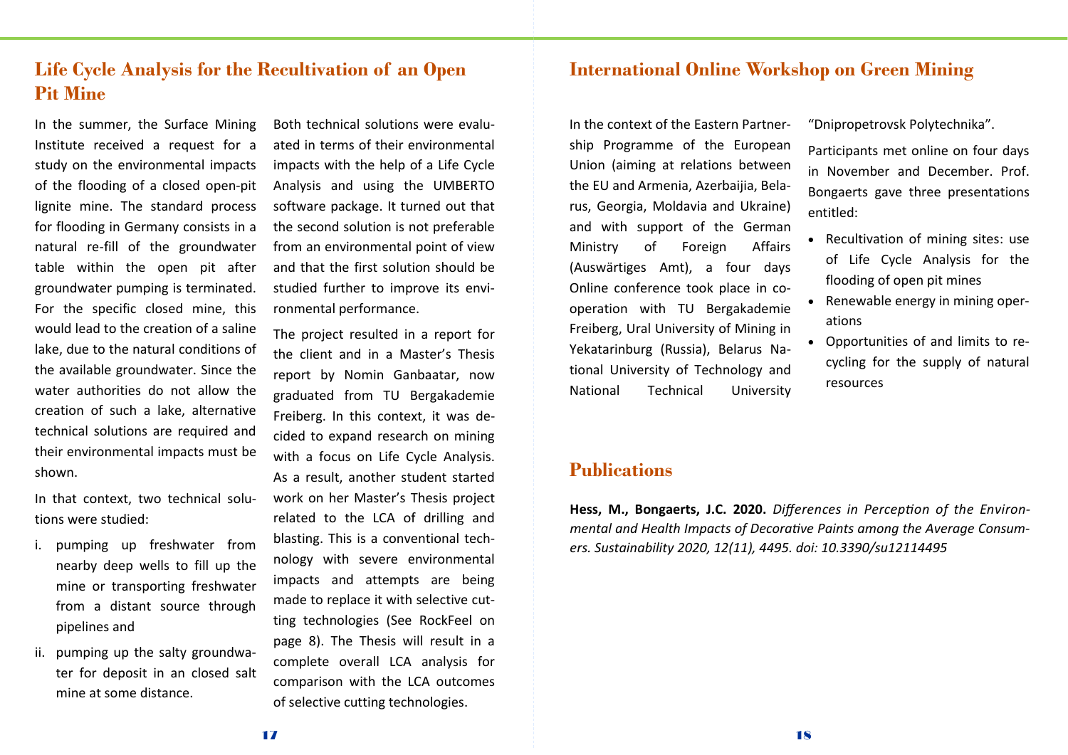## Life Cycle Analysis for the Recultivation of an Open Pit Mine

In the summer, the Surface Mining Institute received a request for a study on the environmental impacts of the flooding of a closed open-pit lignite mine. The standard process for flooding in Germany consists in a natural re-fill of the groundwater table within the open pit after groundwater pumping is terminated. For the specific closed mine, this would lead to the creation of a saline lake, due to the natural conditions of the available groundwater. Since the water authorities do not allow the creation of such a lake, alternative technical solutions are required and their environmental impacts must be shown.

In that context, two technical solutions were studied:

i. pumping up freshwater from nearby deep wells to fill up the mine or transporting freshwater from a distant source through pipelines and
ii. pumping up the salty groundwater for deposit in an closed salt mine at some distance.

Both technical solutions were evaluated in terms of their environmental impacts with the help of a Life Cycle Analysis and using the UMBERTO software package. It turned out that the second solution is not preferable from an environmental point of view and that the first solution should be studied further to improve its environmental performance.

The project resulted in a report for the client and in a Master's Thesis report by Nomin Ganbaatar, now graduated from TU Bergakademie Freiberg. In this context, it was decided to expand research on mining with a focus on Life Cycle Analysis. As a result, another student started work on her Master's Thesis project related to the LCA of drilling and blasting. This is a conventional technology with severe environmental impacts and attempts are being made to replace it with selective cutting technologies (See RockFeel on page 8). The Thesis will result in a complete overall LCA analysis for comparison with the LCA outcomes of selective cutting technologies.

## International Online Workshop on Green Mining

In the context of the Eastern Partnership Programme of the European Union (aiming at relations between the EU and Armenia, Azerbaijia, Belarus, Georgia, Moldavia and Ukraine) and with support of the German Ministry of Foreign Affairs (Auswärtiges Amt), a four days Online conference took place in cooperation with TU Bergakademie Freiberg, Ural University of Mining in Yekatarinburg (Russia), Belarus National University of Technology and National Technical University "Dnipropetrovsk Polytechnika".

Participants met online on four days in November and December. Prof. Bongaerts gave three presentations entitled:

- Recultivation of mining sites: use of Life Cycle Analysis for the flooding of open pit mines
- Renewable energy in mining operations
- Opportunities of and limits to recycling for the supply of natural resources

## Publications

**Hess, M., Bongaerts, J.C. 2020.** *Differences in Perception of the Environmental and Health Impacts of Decorative Paints among the Average Consumers. Sustainability 2020, 12(11), 4495. doi: 10.3390/su12114495*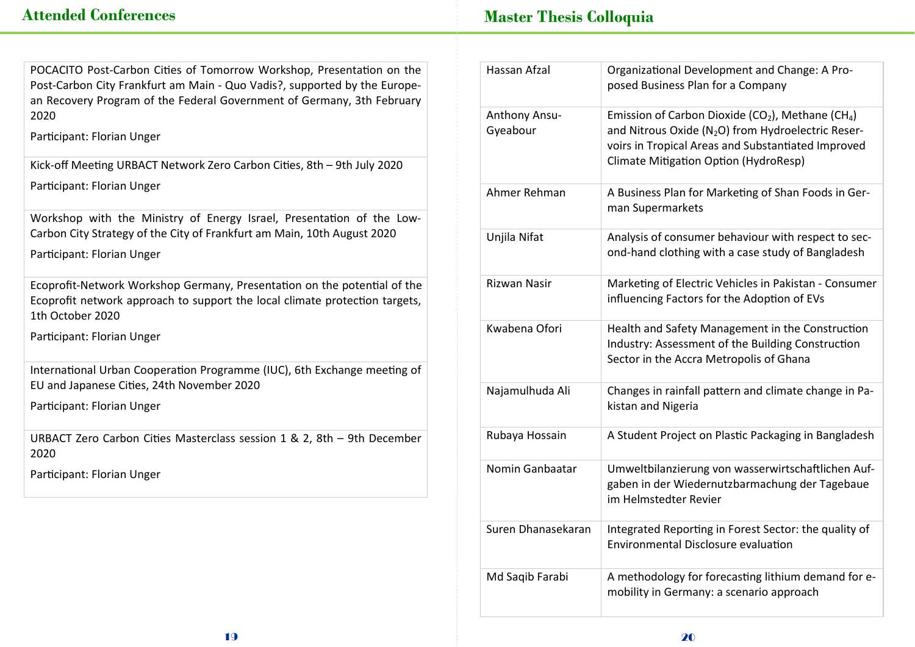## Attended Conferences

| |
|---|
| POCACITO Post-Carbon Cities of Tomorrow Workshop, Presentation on the Post-Carbon City Frankfurt am Main - Quo Vadis?, supported by the European Recovery Program of the Federal Government of Germany, 3th February 2020<br><br>Participant: Florian Unger |
| Kick-off Meeting URBACT Network Zero Carbon Cities, 8th – 9th July 2020<br><br>Participant: Florian Unger |
| Workshop with the Ministry of Energy Israel, Presentation of the Low-Carbon City Strategy of the City of Frankfurt am Main, 10th August 2020<br><br>Participant: Florian Unger |
| Ecoprofit-Network Workshop Germany, Presentation on the potential of the Ecoprofit network approach to support the local climate protection targets, 1th October 2020<br><br>Participant: Florian Unger |
| International Urban Cooperation Programme (IUC), 6th Exchange meeting of EU and Japanese Cities, 24th November 2020<br><br>Participant: Florian Unger |
| URBACT Zero Carbon Cities Masterclass session 1 & 2, 8th – 9th December 2020<br><br>Participant: Florian Unger |

## Master Thesis Colloquia

| | |
|---|---|
| Hassan Afzal | Organizational Development and Change: A Proposed Business Plan for a Company |
| Anthony Ansu-Gyeabour | Emission of Carbon Dioxide ($CO_2$), Methane ($CH_4$) and Nitrous Oxide ($N_2O$) from Hydroelectric Reservoirs in Tropical Areas and Substantiated Improved Climate Mitigation Option (HydroResp) |
| Ahmer Rehman | A Business Plan for Marketing of Shan Foods in German Supermarkets |
| Unjila Nifat | Analysis of consumer behaviour with respect to second-hand clothing with a case study of Bangladesh |
| Rizwan Nasir | Marketing of Electric Vehicles in Pakistan - Consumer influencing Factors for the Adoption of EVs |
| Kwabena Ofori | Health and Safety Management in the Construction Industry: Assessment of the Building Construction Sector in the Accra Metropolis of Ghana |
| Najamulhuda Ali | Changes in rainfall pattern and climate change in Pakistan and Nigeria |
| Rubaya Hossain | A Student Project on Plastic Packaging in Bangladesh |
| Nomin Ganbaatar | Umweltbilanzierung von wasserwirtschaftlichen Aufgaben in der Wiedernutzbarmachung der Tagebaue im Helmstedter Revier |
| Suren Dhanasekaran | Integrated Reporting in Forest Sector: the quality of Environmental Disclosure evaluation |
| Md Saqib Farabi | A methodology for forecasting lithium demand for e-mobility in Germany: a scenario approach |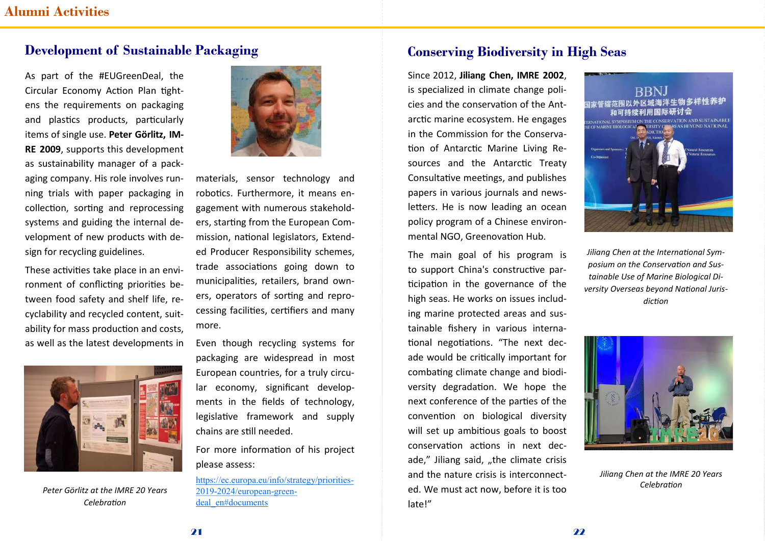## Development of Sustainable Packaging

As part of the #EUGreenDeal, the Circular Economy Action Plan tightens the requirements on packaging and plastics products, particularly items of single use. **Peter Görlitz, IMRE 2009**, supports this development as sustainability manager of a packaging company. His role involves running trials with paper packaging in collection, sorting and reprocessing systems and guiding the internal development of new products with design for recycling guidelines.

These activities take place in an environment of conflicting priorities between food safety and shelf life, recyclability and recycled content, suitability for mass production and costs, as well as the latest developments in materials, sensor technology and robotics. Furthermore, it means engagement with numerous stakeholders, starting from the European Commission, national legislators, Extended Producer Responsibility schemes, trade associations going down to municipalities, retailers, brand owners, operators of sorting and reprocessing facilities, certifiers and many more.

*Peter Görlitz at the IMRE 20 Years Celebration*

Even though recycling systems for packaging are widespread in most European countries, for a truly circular economy, significant developments in the fields of technology, legislative framework and supply chains are still needed.

For more information of his project please assess:

[https://ec.europa.eu/info/strategy/priorities-2019-2024/european-green-deal_en#documents](https://ec.europa.eu/info/strategy/priorities-2019-2024/european-green-deal_en#documents)

## Conserving Biodiversity in High Seas

Since 2012, **Jiliang Chen, IMRE 2002**, is specialized in climate change policies and the conservation of the Antarctic marine ecosystem. He engages in the Commission for the Conservation of Antarctic Marine Living Resources and the Antarctic Treaty Consultative meetings, and publishes papers in various journals and newsletters. He is now leading an ocean policy program of a Chinese environmental NGO, Greenovation Hub.

*Jiliang Chen at the International Symposium on the Conservation and Sustainable Use of Marine Biological Diversity Overseas beyond National Jurisdiction*

The main goal of his program is to support China's constructive participation in the governance of the high seas. He works on issues including marine protected areas and sustainable fishery in various international negotiations. "The next decade would be critically important for combating climate change and biodiversity degradation. We hope the next conference of the parties of the convention on biological diversity will set up ambitious goals to boost conservation actions in next decade," Jiliang said, „the climate crisis and the nature crisis is interconnected. We must act now, before it is too late!"

*Jiliang Chen at the IMRE 20 Years Celebration*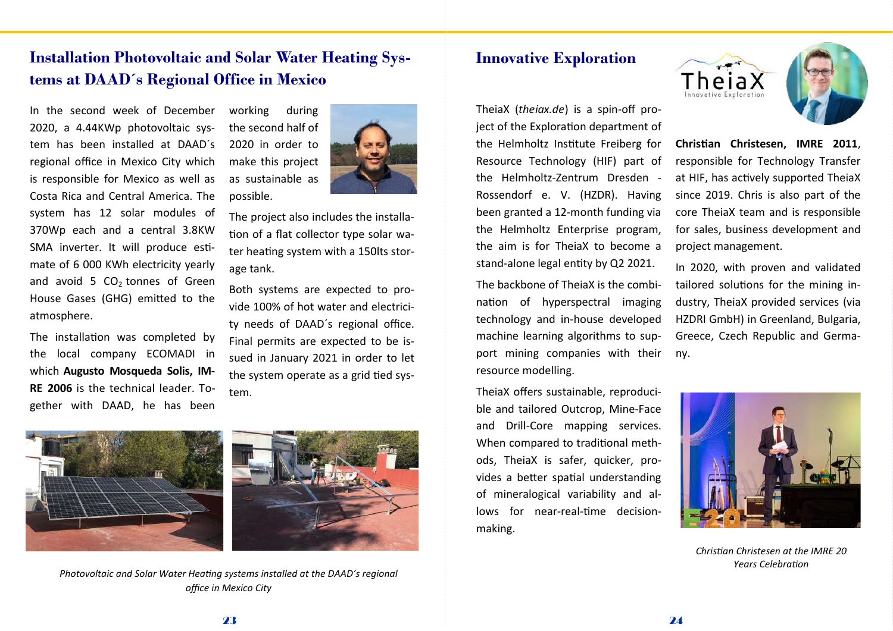## Installation Photovoltaic and Solar Water Heating Systems at DAAD´s Regional Office in Mexico

In the second week of December 2020, a 4.44KWp photovoltaic system has been installed at DAAD´s regional office in Mexico City which is responsible for Mexico as well as Costa Rica and Central America. The system has 12 solar modules of 370Wp each and a central 3.8KW SMA inverter. It will produce estimate of 6 000 KWh electricity yearly and avoid 5 $CO_2$ tonnes of Green House Gases (GHG) emitted to the atmosphere.

The installation was completed by the local company ECOMADI in which **Augusto Mosqueda Solis, IMRE 2006** is the technical leader. Together with DAAD, he has been working during the second half of 2020 in order to make this project as sustainable as possible.

The project also includes the installation of a flat collector type solar water heating system with a 150lts storage tank.

Both systems are expected to provide 100% of hot water and electricity needs of DAAD´s regional office. Final permits are expected to be issued in January 2021 in order to let the system operate as a grid tied system.

*Photovoltaic and Solar Water Heating systems installed at the DAAD's regional office in Mexico City*

## Innovative Exploration

TheiaX (*theiax.de*) is a spin-off project of the Exploration department of the Helmholtz Institute Freiberg for Resource Technology (HIF) part of the Helmholtz-Zentrum Dresden - Rossendorf e. V. (HZDR). Having been granted a 12-month funding via the Helmholtz Enterprise program, the aim is for TheiaX to become a stand-alone legal entity by Q2 2021.

The backbone of TheiaX is the combination of hyperspectral imaging technology and in-house developed machine learning algorithms to support mining companies with their resource modelling.

TheiaX offers sustainable, reproducible and tailored Outcrop, Mine-Face and Drill-Core mapping services. When compared to traditional methods, TheiaX is safer, quicker, provides a better spatial understanding of mineralogical variability and allows for near-real-time decision-making.

**Christian Christesen, IMRE 2011**, responsible for Technology Transfer at HIF, has actively supported TheiaX since 2019. Chris is also part of the core TheiaX team and is responsible for sales, business development and project management.

In 2020, with proven and validated tailored solutions for the mining industry, TheiaX provided services (via HZDRI GmbH) in Greenland, Bulgaria, Greece, Czech Republic and Germany.

*Christian Christesen at the IMRE 20 Years Celebration*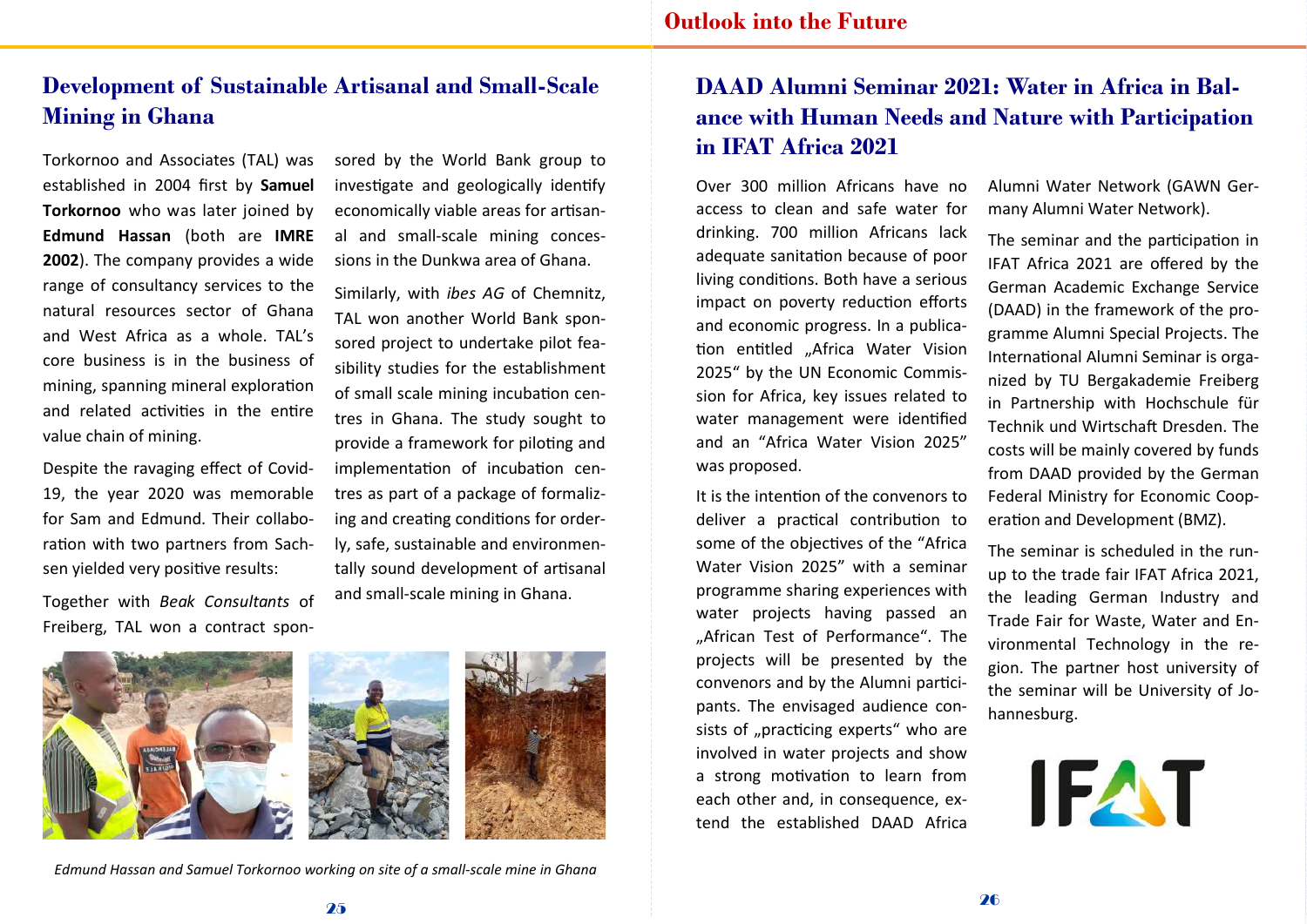## Development of Sustainable Artisanal and Small-Scale Mining in Ghana

Torkornoo and Associates (TAL) was established in 2004 first by **Samuel Torkornoo** who was later joined by **Edmund Hassan** (both are **IMRE 2002**). The company provides a wide range of consultancy services to the natural resources sector of Ghana and West Africa as a whole. TAL's core business is in the business of mining, spanning mineral exploration and related activities in the entire value chain of mining.

Despite the ravaging effect of Covid-19, the year 2020 was memorable for Sam and Edmund. Their collaboration with two partners from Sachsen yielded very positive results:

Together with *Beak Consultants* of Freiberg, TAL won a contract sponsored by the World Bank group to investigate and geologically identify economically viable areas for artisanal and small-scale mining concessions in the Dunkwa area of Ghana.

Similarly, with *ibes AG* of Chemnitz, TAL won another World Bank sponsored project to undertake pilot feasibility studies for the establishment of small scale mining incubation centres in Ghana. The study sought to provide a framework for piloting and implementation of incubation centres as part of a package of formalizing and creating conditions for orderly, safe, sustainable and environmentally sound development of artisanal and small-scale mining in Ghana.

*Edmund Hassan and Samuel Torkornoo working on site of a small-scale mine in Ghana*

## DAAD Alumni Seminar 2021: Water in Africa in Balance with Human Needs and Nature with Participation in IFAT Africa 2021

Over 300 million Africans have no access to clean and safe water for drinking. 700 million Africans lack adequate sanitation because of poor living conditions. Both have a serious impact on poverty reduction efforts and economic progress. In a publication entitled „Africa Water Vision 2025" by the UN Economic Commission for Africa, key issues related to water management were identified and an "Africa Water Vision 2025" was proposed.

It is the intention of the convenors to deliver a practical contribution to some of the objectives of the "Africa Water Vision 2025" with a seminar programme sharing experiences with water projects having passed an „African Test of Performance". The projects will be presented by the convenors and by the Alumni participants. The envisaged audience consists of „practicing experts" who are involved in water projects and show a strong motivation to learn from each other and, in consequence, extend the established DAAD Africa Alumni Water Network (GAWN Germany Alumni Water Network).

The seminar and the participation in IFAT Africa 2021 are offered by the German Academic Exchange Service (DAAD) in the framework of the programme Alumni Special Projects. The International Alumni Seminar is organized by TU Bergakademie Freiberg in Partnership with Hochschule für Technik und Wirtschaft Dresden. The costs will be mainly covered by funds from DAAD provided by the German Federal Ministry for Economic Cooperation and Development (BMZ).

The seminar is scheduled in the run-up to the trade fair IFAT Africa 2021, the leading German Industry and Trade Fair for Waste, Water and Environmental Technology in the region. The partner host university of the seminar will be University of Johannesburg.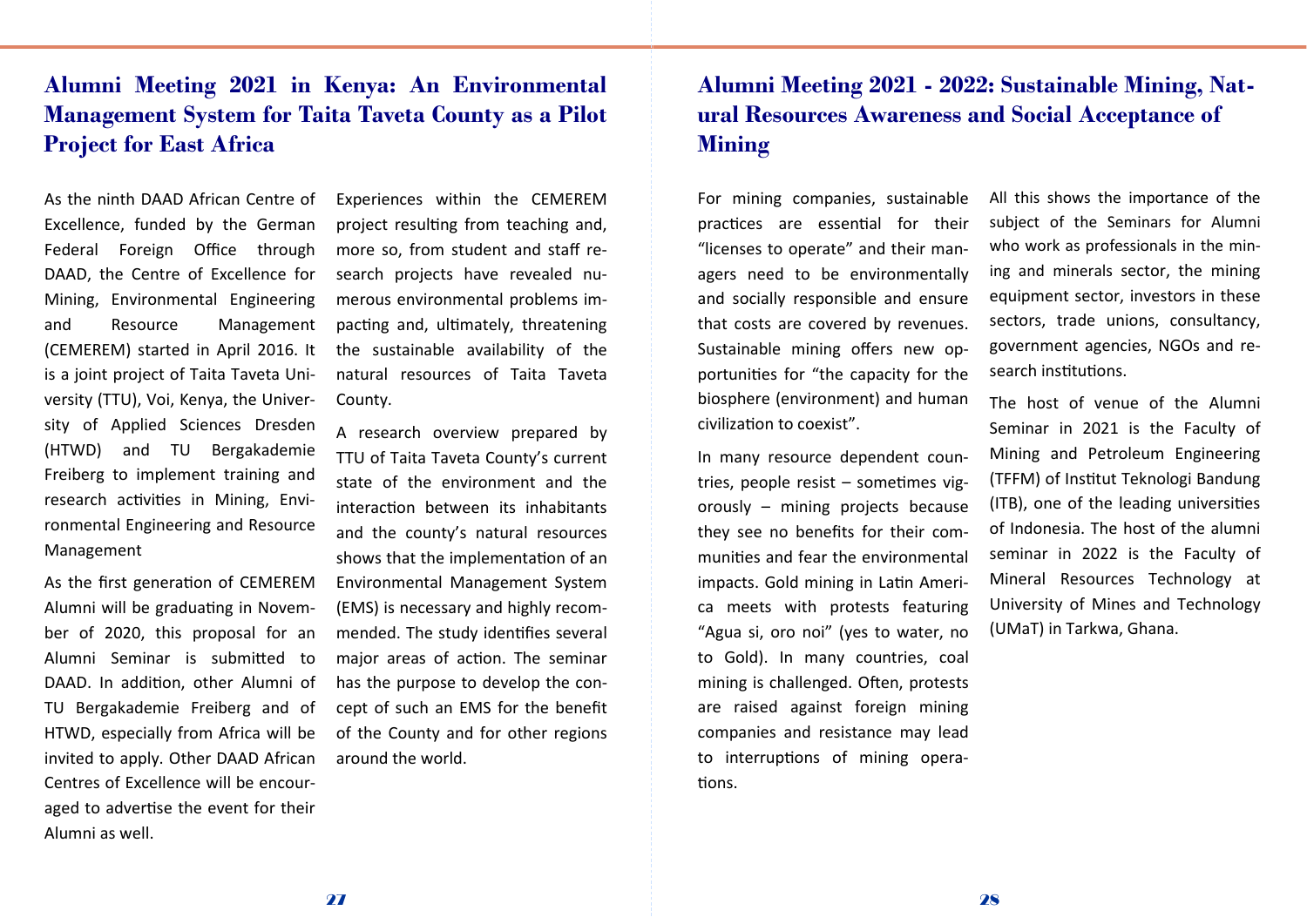## Alumni Meeting 2021 in Kenya: An Environmental Management System for Taita Taveta County as a Pilot Project for East Africa

As the ninth DAAD African Centre of Excellence, funded by the German Federal Foreign Office through DAAD, the Centre of Excellence for Mining, Environmental Engineering and Resource Management (CEMEREM) started in April 2016. It is a joint project of Taita Taveta University (TTU), Voi, Kenya, the University of Applied Sciences Dresden (HTWD) and TU Bergakademie Freiberg to implement training and research activities in Mining, Environmental Engineering and Resource Management

As the first generation of CEMEREM Alumni will be graduating in November of 2020, this proposal for an Alumni Seminar is submitted to DAAD. In addition, other Alumni of TU Bergakademie Freiberg and of HTWD, especially from Africa will be invited to apply. Other DAAD African Centres of Excellence will be encouraged to advertise the event for their Alumni as well.

Experiences within the CEMEREM project resulting from teaching and, more so, from student and staff research projects have revealed numerous environmental problems impacting and, ultimately, threatening the sustainable availability of the natural resources of Taita Taveta County.

A research overview prepared by TTU of Taita Taveta County's current state of the environment and the interaction between its inhabitants and the county's natural resources shows that the implementation of an Environmental Management System (EMS) is necessary and highly recommended. The study identifies several major areas of action. The seminar has the purpose to develop the concept of such an EMS for the benefit of the County and for other regions around the world.

## Alumni Meeting 2021 - 2022: Sustainable Mining, Natural Resources Awareness and Social Acceptance of Mining

For mining companies, sustainable practices are essential for their "licenses to operate" and their managers need to be environmentally and socially responsible and ensure that costs are covered by revenues. Sustainable mining offers new opportunities for "the capacity for the biosphere (environment) and human civilization to coexist".

In many resource dependent countries, people resist – sometimes vigorously – mining projects because they see no benefits for their communities and fear the environmental impacts. Gold mining in Latin America meets with protests featuring "Agua si, oro noi" (yes to water, no to Gold). In many countries, coal mining is challenged. Often, protests are raised against foreign mining companies and resistance may lead to interruptions of mining operations.

All this shows the importance of the subject of the Seminars for Alumni who work as professionals in the mining and minerals sector, the mining equipment sector, investors in these sectors, trade unions, consultancy, government agencies, NGOs and research institutions.

The host of venue of the Alumni Seminar in 2021 is the Faculty of Mining and Petroleum Engineering (TFFM) of Institut Teknologi Bandung (ITB), one of the leading universities of Indonesia. The host of the alumni seminar in 2022 is the Faculty of Mineral Resources Technology at University of Mines and Technology (UMaT) in Tarkwa, Ghana.